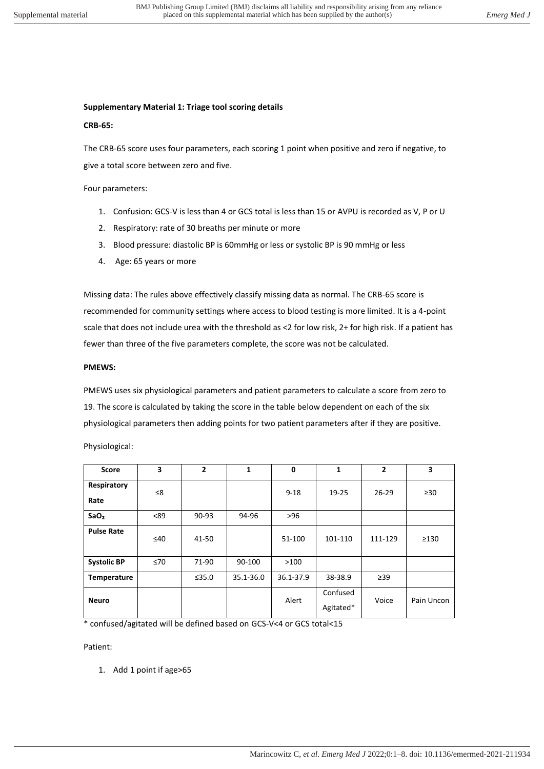**Supplementary Material 1: Triage tool scoring details**

**CRB-65:**

The CRB-65 score uses four parameters, each scoring 1 point when positive and zero if negative, to give a total score between zero and five.

Four parameters:

1. Confusion: GCS-V is less than 4 or GCS total is less than 15 or AVPU is recorded as V, P or U
2. Respiratory: rate of 30 breaths per minute or more
3. Blood pressure: diastolic BP is 60mmHg or less or systolic BP is 90 mmHg or less
4. Age: 65 years or more

Missing data: The rules above effectively classify missing data as normal. The CRB-65 score is recommended for community settings where access to blood testing is more limited. It is a 4-point scale that does not include urea with the threshold as <2 for low risk, 2+ for high risk. If a patient has fewer than three of the five parameters complete, the score was not be calculated.

**PMEWS:**

PMEWS uses six physiological parameters and patient parameters to calculate a score from zero to 19. The score is calculated by taking the score in the table below dependent on each of the six physiological parameters then adding points for two patient parameters after if they are positive.

Physiological:

| Score | 3 | 2 | 1 | 0 | 1 | 2 | 3 |
|---|---|---|---|---|---|---|---|
| **Respiratory Rate** | ≤8 | | | 9-18 | 19-25 | 26-29 | ≥30 |
| **SaO₂** | <89 | 90-93 | 94-96 | >96 | | | |
| **Pulse Rate** | ≤40 | 41-50 | | 51-100 | 101-110 | 111-129 | ≥130 |
| **Systolic BP** | ≤70 | 71-90 | 90-100 | >100 | | | |
| **Temperature** | | ≤35.0 | 35.1-36.0 | 36.1-37.9 | 38-38.9 | ≥39 | |
| **Neuro** | | | | Alert | Confused Agitated* | Voice | Pain Uncon |

\* confused/agitated will be defined based on GCS-V<4 or GCS total<15

Patient:

1. Add 1 point if age>65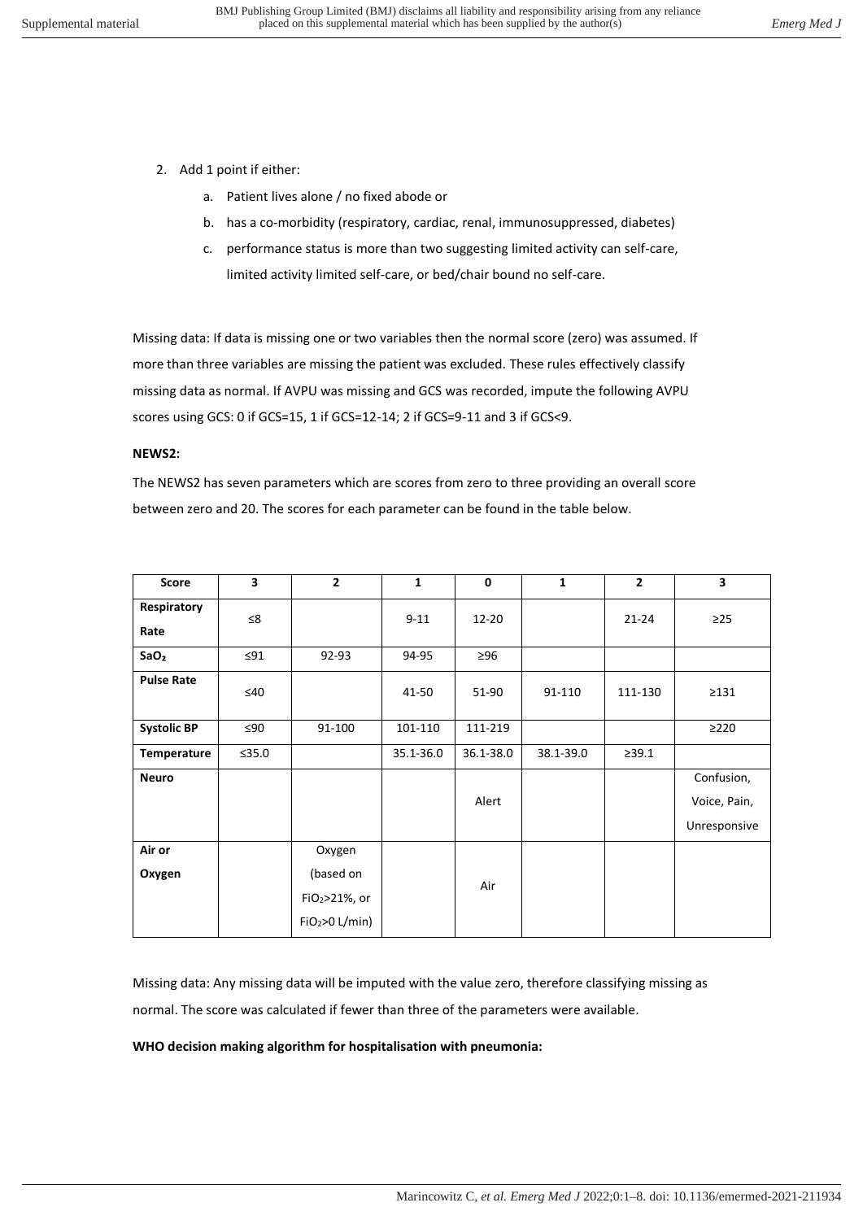2. Add 1 point if either:
    a. Patient lives alone / no fixed abode or
    b. has a co-morbidity (respiratory, cardiac, renal, immunosuppressed, diabetes)
    c. performance status is more than two suggesting limited activity can self-care, limited activity limited self-care, or bed/chair bound no self-care.

Missing data: If data is missing one or two variables then the normal score (zero) was assumed. If more than three variables are missing the patient was excluded. These rules effectively classify missing data as normal. If AVPU was missing and GCS was recorded, impute the following AVPU scores using GCS: 0 if GCS=15, 1 if GCS=12-14; 2 if GCS=9-11 and 3 if GCS<9.

**NEWS2:**

The NEWS2 has seven parameters which are scores from zero to three providing an overall score between zero and 20. The scores for each parameter can be found in the table below.

| Score | 3 | 2 | 1 | 0 | 1 | 2 | 3 |
|---|---|---|---|---|---|---|---|
| Respiratory Rate | ≤8 | | 9-11 | 12-20 | | 21-24 | ≥25 |
| $SaO_2$ | ≤91 | 92-93 | 94-95 | ≥96 | | | |
| Pulse Rate | ≤40 | | 41-50 | 51-90 | 91-110 | 111-130 | ≥131 |
| Systolic BP | ≤90 | 91-100 | 101-110 | 111-219 | | | ≥220 |
| Temperature | ≤35.0 | | 35.1-36.0 | 36.1-38.0 | 38.1-39.0 | ≥39.1 | |
| Neuro | | | | Alert | | | Confusion, Voice, Pain, Unresponsive |
| Air or Oxygen | | Oxygen (based on $FiO_2$>21%, or $FiO_2$>0 L/min) | | Air | | | |

Missing data: Any missing data will be imputed with the value zero, therefore classifying missing as normal. The score was calculated if fewer than three of the parameters were available.

**WHO decision making algorithm for hospitalisation with pneumonia:**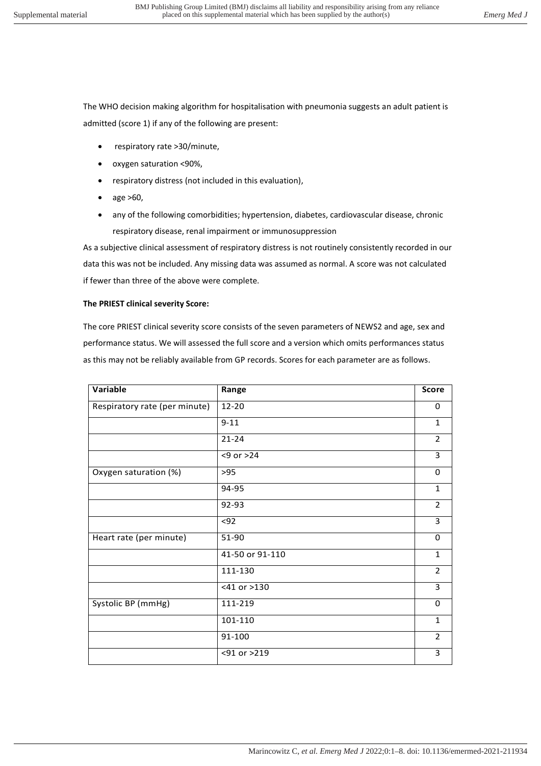The WHO decision making algorithm for hospitalisation with pneumonia suggests an adult patient is admitted (score 1) if any of the following are present:

- respiratory rate >30/minute,
- oxygen saturation <90%,
- respiratory distress (not included in this evaluation),
- age >60,
- any of the following comorbidities; hypertension, diabetes, cardiovascular disease, chronic respiratory disease, renal impairment or immunosuppression

As a subjective clinical assessment of respiratory distress is not routinely consistently recorded in our data this was not be included. Any missing data was assumed as normal. A score was not calculated if fewer than three of the above were complete.

**The PRIEST clinical severity Score:**

The core PRIEST clinical severity score consists of the seven parameters of NEWS2 and age, sex and performance status. We will assessed the full score and a version which omits performances status as this may not be reliably available from GP records. Scores for each parameter are as follows.

| Variable | Range | Score |
|---|---|---|
| Respiratory rate (per minute) | 12-20 | 0 |
| | 9-11 | 1 |
| | 21-24 | 2 |
| | <9 or >24 | 3 |
| Oxygen saturation (%) | >95 | 0 |
| | 94-95 | 1 |
| | 92-93 | 2 |
| | <92 | 3 |
| Heart rate (per minute) | 51-90 | 0 |
| | 41-50 or 91-110 | 1 |
| | 111-130 | 2 |
| | <41 or >130 | 3 |
| Systolic BP (mmHg) | 111-219 | 0 |
| | 101-110 | 1 |
| | 91-100 | 2 |
| | <91 or >219 | 3 |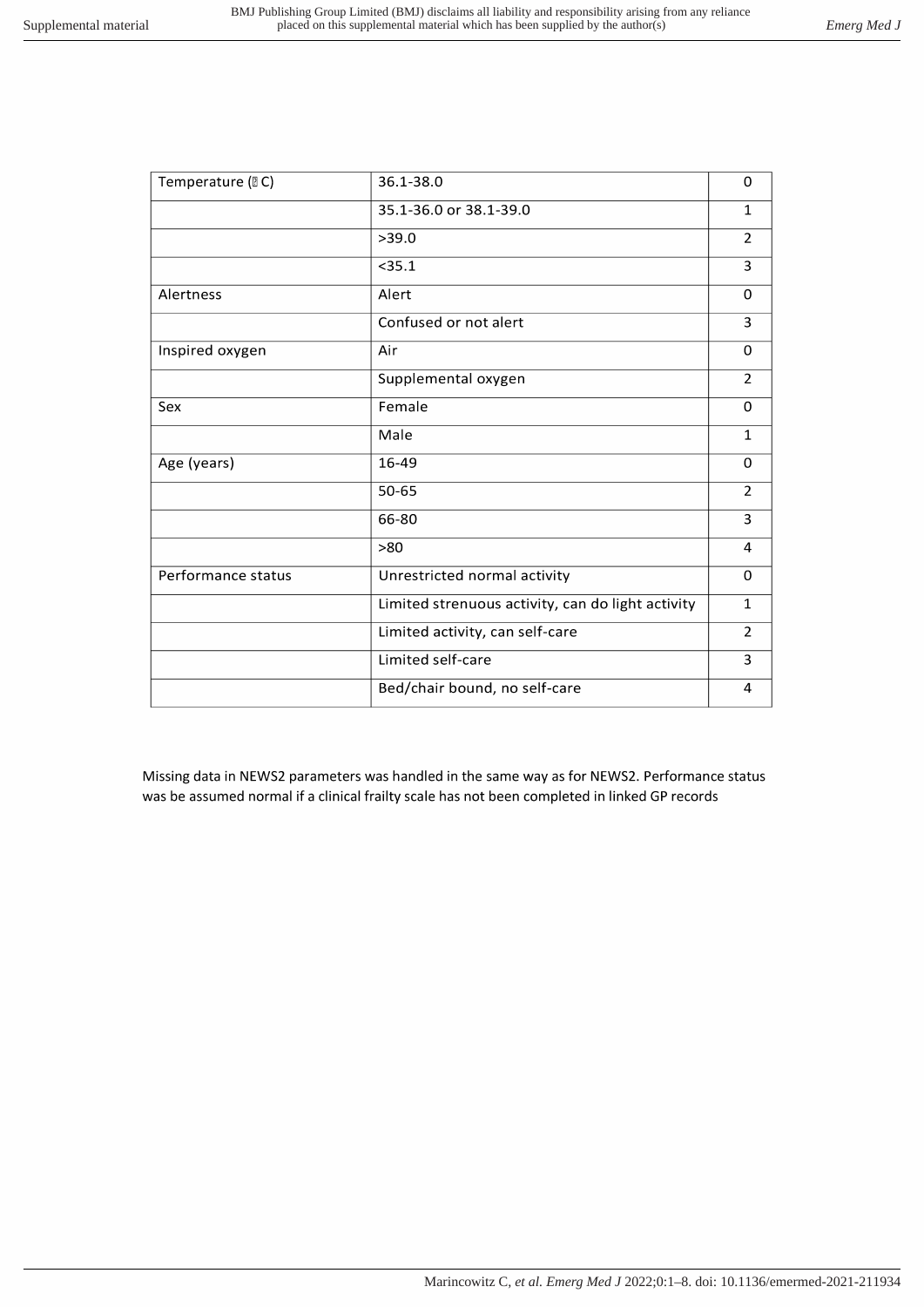| Temperature (°C) | 36.1-38.0 | 0 |
|---|---|---|
| | 35.1-36.0 or 38.1-39.0 | 1 |
| | >39.0 | 2 |
| | <35.1 | 3 |
| Alertness | Alert | 0 |
| | Confused or not alert | 3 |
| Inspired oxygen | Air | 0 |
| | Supplemental oxygen | 2 |
| Sex | Female | 0 |
| | Male | 1 |
| Age (years) | 16-49 | 0 |
| | 50-65 | 2 |
| | 66-80 | 3 |
| | >80 | 4 |
| Performance status | Unrestricted normal activity | 0 |
| | Limited strenuous activity, can do light activity | 1 |
| | Limited activity, can self-care | 2 |
| | Limited self-care | 3 |
| | Bed/chair bound, no self-care | 4 |

Missing data in NEWS2 parameters was handled in the same way as for NEWS2. Performance status was be assumed normal if a clinical frailty scale has not been completed in linked GP records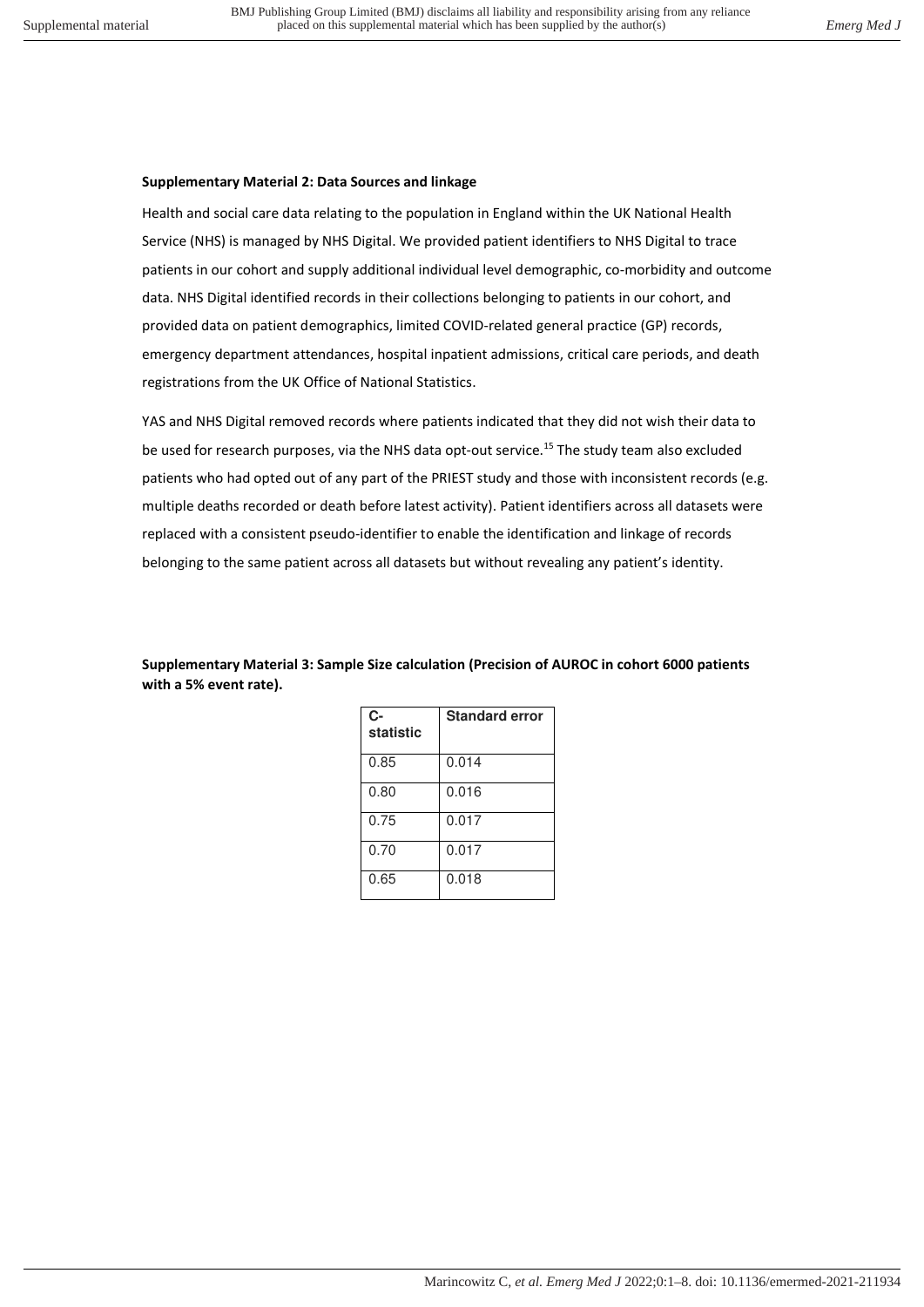**Supplementary Material 2: Data Sources and linkage**

Health and social care data relating to the population in England within the UK National Health Service (NHS) is managed by NHS Digital. We provided patient identifiers to NHS Digital to trace patients in our cohort and supply additional individual level demographic, co-morbidity and outcome data. NHS Digital identified records in their collections belonging to patients in our cohort, and provided data on patient demographics, limited COVID-related general practice (GP) records, emergency department attendances, hospital inpatient admissions, critical care periods, and death registrations from the UK Office of National Statistics.

YAS and NHS Digital removed records where patients indicated that they did not wish their data to be used for research purposes, via the NHS data opt-out service.[15] The study team also excluded patients who had opted out of any part of the PRIEST study and those with inconsistent records (e.g. multiple deaths recorded or death before latest activity). Patient identifiers across all datasets were replaced with a consistent pseudo-identifier to enable the identification and linkage of records belonging to the same patient across all datasets but without revealing any patient's identity.

**Supplementary Material 3: Sample Size calculation (Precision of AUROC in cohort 6000 patients with a 5% event rate).**

| C-statistic | Standard error |
|---|---|
| 0.85 | 0.014 |
| 0.80 | 0.016 |
| 0.75 | 0.017 |
| 0.70 | 0.017 |
| 0.65 | 0.018 |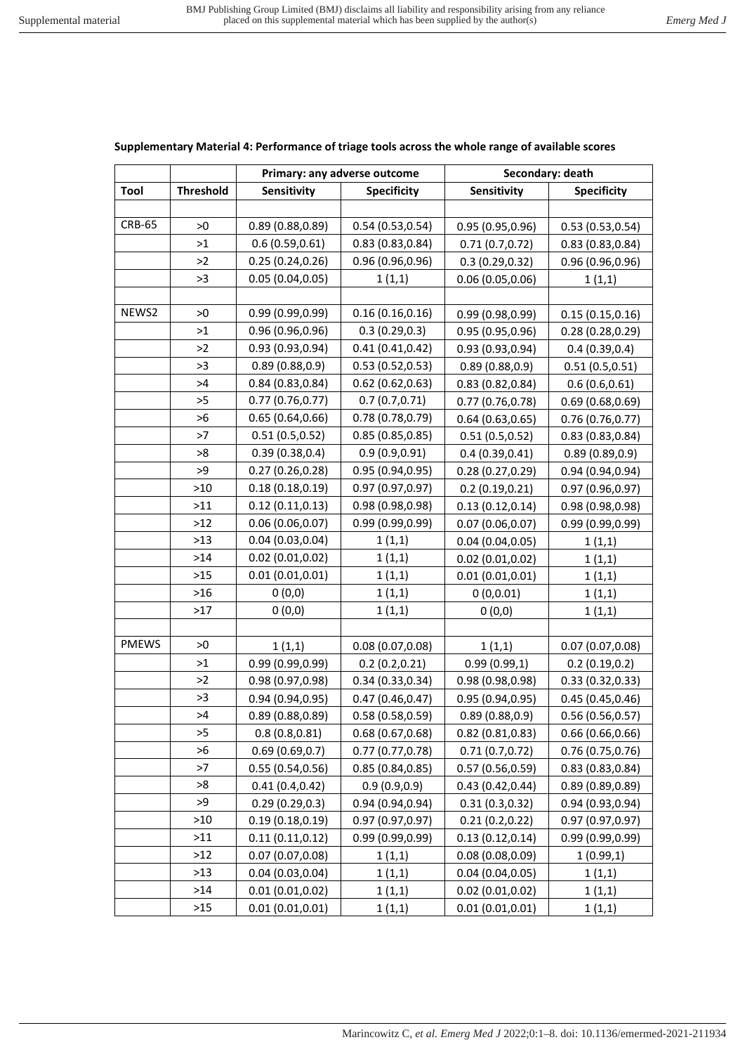**Supplementary Material 4: Performance of triage tools across the whole range of available scores**

| | | Primary: any adverse outcome | | Secondary: death | |
|---|---|---|---|---|---|
| **Tool** | **Threshold** | **Sensitivity** | **Specificity** | **Sensitivity** | **Specificity** |
| | | | | | |
| CRB-65 | >0 | 0.89 (0.88,0.89) | 0.54 (0.53,0.54) | 0.95 (0.95,0.96) | 0.53 (0.53,0.54) |
| | >1 | 0.6 (0.59,0.61) | 0.83 (0.83,0.84) | 0.71 (0.7,0.72) | 0.83 (0.83,0.84) |
| | >2 | 0.25 (0.24,0.26) | 0.96 (0.96,0.96) | 0.3 (0.29,0.32) | 0.96 (0.96,0.96) |
| | >3 | 0.05 (0.04,0.05) | 1 (1,1) | 0.06 (0.05,0.06) | 1 (1,1) |
| | | | | | |
| NEWS2 | >0 | 0.99 (0.99,0.99) | 0.16 (0.16,0.16) | 0.99 (0.98,0.99) | 0.15 (0.15,0.16) |
| | >1 | 0.96 (0.96,0.96) | 0.3 (0.29,0.3) | 0.95 (0.95,0.96) | 0.28 (0.28,0.29) |
| | >2 | 0.93 (0.93,0.94) | 0.41 (0.41,0.42) | 0.93 (0.93,0.94) | 0.4 (0.39,0.4) |
| | >3 | 0.89 (0.88,0.9) | 0.53 (0.52,0.53) | 0.89 (0.88,0.9) | 0.51 (0.5,0.51) |
| | >4 | 0.84 (0.83,0.84) | 0.62 (0.62,0.63) | 0.83 (0.82,0.84) | 0.6 (0.6,0.61) |
| | >5 | 0.77 (0.76,0.77) | 0.7 (0.7,0.71) | 0.77 (0.76,0.78) | 0.69 (0.68,0.69) |
| | >6 | 0.65 (0.64,0.66) | 0.78 (0.78,0.79) | 0.64 (0.63,0.65) | 0.76 (0.76,0.77) |
| | >7 | 0.51 (0.5,0.52) | 0.85 (0.85,0.85) | 0.51 (0.5,0.52) | 0.83 (0.83,0.84) |
| | >8 | 0.39 (0.38,0.4) | 0.9 (0.9,0.91) | 0.4 (0.39,0.41) | 0.89 (0.89,0.9) |
| | >9 | 0.27 (0.26,0.28) | 0.95 (0.94,0.95) | 0.28 (0.27,0.29) | 0.94 (0.94,0.94) |
| | >10 | 0.18 (0.18,0.19) | 0.97 (0.97,0.97) | 0.2 (0.19,0.21) | 0.97 (0.96,0.97) |
| | >11 | 0.12 (0.11,0.13) | 0.98 (0.98,0.98) | 0.13 (0.12,0.14) | 0.98 (0.98,0.98) |
| | >12 | 0.06 (0.06,0.07) | 0.99 (0.99,0.99) | 0.07 (0.06,0.07) | 0.99 (0.99,0.99) |
| | >13 | 0.04 (0.03,0.04) | 1 (1,1) | 0.04 (0.04,0.05) | 1 (1,1) |
| | >14 | 0.02 (0.01,0.02) | 1 (1,1) | 0.02 (0.01,0.02) | 1 (1,1) |
| | >15 | 0.01 (0.01,0.01) | 1 (1,1) | 0.01 (0.01,0.01) | 1 (1,1) |
| | >16 | 0 (0,0) | 1 (1,1) | 0 (0,0.01) | 1 (1,1) |
| | >17 | 0 (0,0) | 1 (1,1) | 0 (0,0) | 1 (1,1) |
| | | | | | |
| PMEWS | >0 | 1 (1,1) | 0.08 (0.07,0.08) | 1 (1,1) | 0.07 (0.07,0.08) |
| | >1 | 0.99 (0.99,0.99) | 0.2 (0.2,0.21) | 0.99 (0.99,1) | 0.2 (0.19,0.2) |
| | >2 | 0.98 (0.97,0.98) | 0.34 (0.33,0.34) | 0.98 (0.98,0.98) | 0.33 (0.32,0.33) |
| | >3 | 0.94 (0.94,0.95) | 0.47 (0.46,0.47) | 0.95 (0.94,0.95) | 0.45 (0.45,0.46) |
| | >4 | 0.89 (0.88,0.89) | 0.58 (0.58,0.59) | 0.89 (0.88,0.9) | 0.56 (0.56,0.57) |
| | >5 | 0.8 (0.8,0.81) | 0.68 (0.67,0.68) | 0.82 (0.81,0.83) | 0.66 (0.66,0.66) |
| | >6 | 0.69 (0.69,0.7) | 0.77 (0.77,0.78) | 0.71 (0.7,0.72) | 0.76 (0.75,0.76) |
| | >7 | 0.55 (0.54,0.56) | 0.85 (0.84,0.85) | 0.57 (0.56,0.59) | 0.83 (0.83,0.84) |
| | >8 | 0.41 (0.4,0.42) | 0.9 (0.9,0.9) | 0.43 (0.42,0.44) | 0.89 (0.89,0.89) |
| | >9 | 0.29 (0.29,0.3) | 0.94 (0.94,0.94) | 0.31 (0.3,0.32) | 0.94 (0.93,0.94) |
| | >10 | 0.19 (0.18,0.19) | 0.97 (0.97,0.97) | 0.21 (0.2,0.22) | 0.97 (0.97,0.97) |
| | >11 | 0.11 (0.11,0.12) | 0.99 (0.99,0.99) | 0.13 (0.12,0.14) | 0.99 (0.99,0.99) |
| | >12 | 0.07 (0.07,0.08) | 1 (1,1) | 0.08 (0.08,0.09) | 1 (0.99,1) |
| | >13 | 0.04 (0.03,0.04) | 1 (1,1) | 0.04 (0.04,0.05) | 1 (1,1) |
| | >14 | 0.01 (0.01,0.02) | 1 (1,1) | 0.02 (0.01,0.02) | 1 (1,1) |
| | >15 | 0.01 (0.01,0.01) | 1 (1,1) | 0.01 (0.01,0.01) | 1 (1,1) |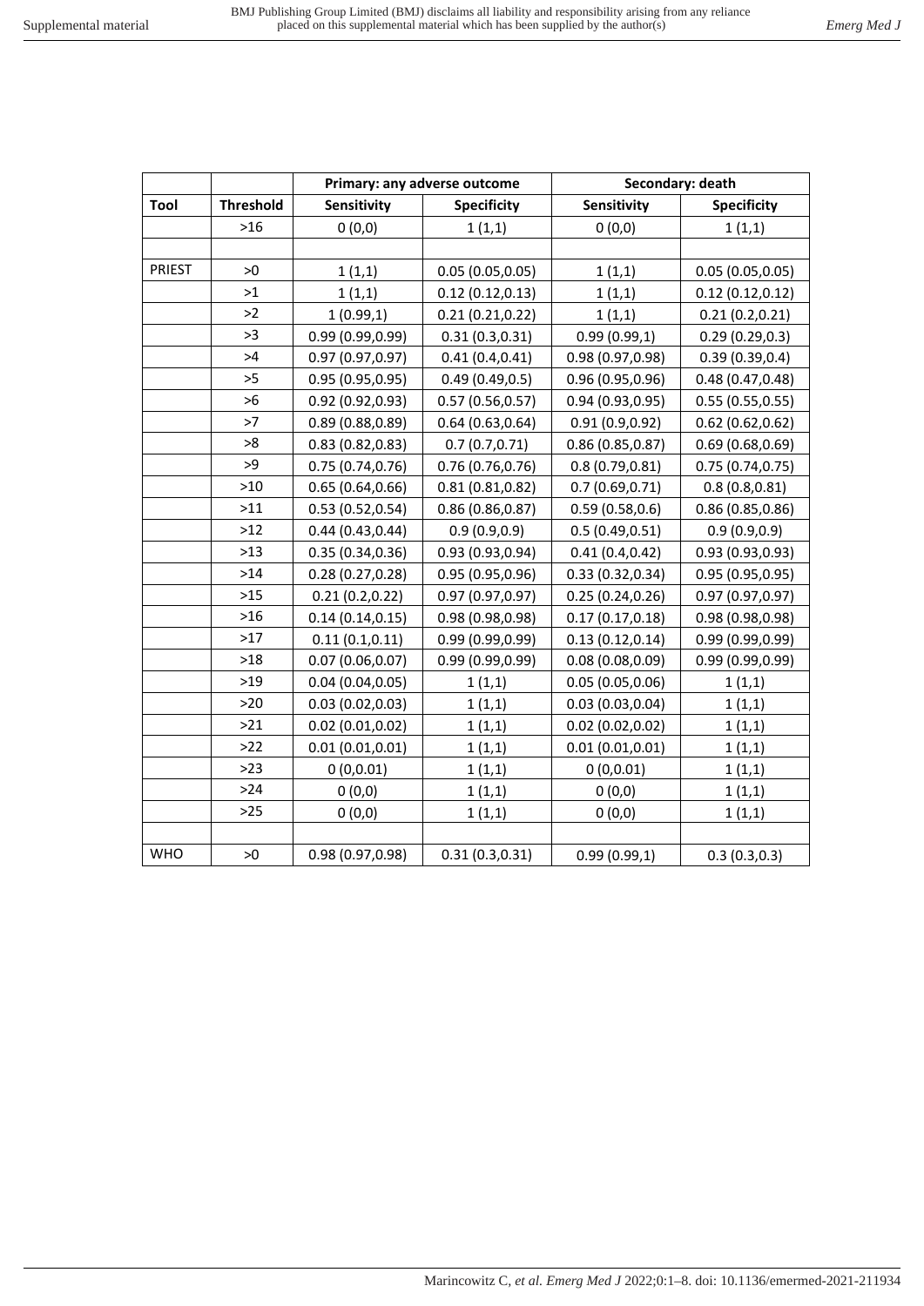| | | Primary: any adverse outcome | | Secondary: death | |
|---|---|---|---|---|---|
| **Tool** | **Threshold** | **Sensitivity** | **Specificity** | **Sensitivity** | **Specificity** |
| | >16 | 0 (0,0) | 1 (1,1) | 0 (0,0) | 1 (1,1) |
| | | | | | |
| PRIEST | >0 | 1 (1,1) | 0.05 (0.05,0.05) | 1 (1,1) | 0.05 (0.05,0.05) |
| | >1 | 1 (1,1) | 0.12 (0.12,0.13) | 1 (1,1) | 0.12 (0.12,0.12) |
| | >2 | 1 (0.99,1) | 0.21 (0.21,0.22) | 1 (1,1) | 0.21 (0.2,0.21) |
| | >3 | 0.99 (0.99,0.99) | 0.31 (0.3,0.31) | 0.99 (0.99,1) | 0.29 (0.29,0.3) |
| | >4 | 0.97 (0.97,0.97) | 0.41 (0.4,0.41) | 0.98 (0.97,0.98) | 0.39 (0.39,0.4) |
| | >5 | 0.95 (0.95,0.95) | 0.49 (0.49,0.5) | 0.96 (0.95,0.96) | 0.48 (0.47,0.48) |
| | >6 | 0.92 (0.92,0.93) | 0.57 (0.56,0.57) | 0.94 (0.93,0.95) | 0.55 (0.55,0.55) |
| | >7 | 0.89 (0.88,0.89) | 0.64 (0.63,0.64) | 0.91 (0.9,0.92) | 0.62 (0.62,0.62) |
| | >8 | 0.83 (0.82,0.83) | 0.7 (0.7,0.71) | 0.86 (0.85,0.87) | 0.69 (0.68,0.69) |
| | >9 | 0.75 (0.74,0.76) | 0.76 (0.76,0.76) | 0.8 (0.79,0.81) | 0.75 (0.74,0.75) |
| | >10 | 0.65 (0.64,0.66) | 0.81 (0.81,0.82) | 0.7 (0.69,0.71) | 0.8 (0.8,0.81) |
| | >11 | 0.53 (0.52,0.54) | 0.86 (0.86,0.87) | 0.59 (0.58,0.6) | 0.86 (0.85,0.86) |
| | >12 | 0.44 (0.43,0.44) | 0.9 (0.9,0.9) | 0.5 (0.49,0.51) | 0.9 (0.9,0.9) |
| | >13 | 0.35 (0.34,0.36) | 0.93 (0.93,0.94) | 0.41 (0.4,0.42) | 0.93 (0.93,0.93) |
| | >14 | 0.28 (0.27,0.28) | 0.95 (0.95,0.96) | 0.33 (0.32,0.34) | 0.95 (0.95,0.95) |
| | >15 | 0.21 (0.2,0.22) | 0.97 (0.97,0.97) | 0.25 (0.24,0.26) | 0.97 (0.97,0.97) |
| | >16 | 0.14 (0.14,0.15) | 0.98 (0.98,0.98) | 0.17 (0.17,0.18) | 0.98 (0.98,0.98) |
| | >17 | 0.11 (0.1,0.11) | 0.99 (0.99,0.99) | 0.13 (0.12,0.14) | 0.99 (0.99,0.99) |
| | >18 | 0.07 (0.06,0.07) | 0.99 (0.99,0.99) | 0.08 (0.08,0.09) | 0.99 (0.99,0.99) |
| | >19 | 0.04 (0.04,0.05) | 1 (1,1) | 0.05 (0.05,0.06) | 1 (1,1) |
| | >20 | 0.03 (0.02,0.03) | 1 (1,1) | 0.03 (0.03,0.04) | 1 (1,1) |
| | >21 | 0.02 (0.01,0.02) | 1 (1,1) | 0.02 (0.02,0.02) | 1 (1,1) |
| | >22 | 0.01 (0.01,0.01) | 1 (1,1) | 0.01 (0.01,0.01) | 1 (1,1) |
| | >23 | 0 (0,0.01) | 1 (1,1) | 0 (0,0.01) | 1 (1,1) |
| | >24 | 0 (0,0) | 1 (1,1) | 0 (0,0) | 1 (1,1) |
| | >25 | 0 (0,0) | 1 (1,1) | 0 (0,0) | 1 (1,1) |
| | | | | | |
| WHO | >0 | 0.98 (0.97,0.98) | 0.31 (0.3,0.31) | 0.99 (0.99,1) | 0.3 (0.3,0.3) |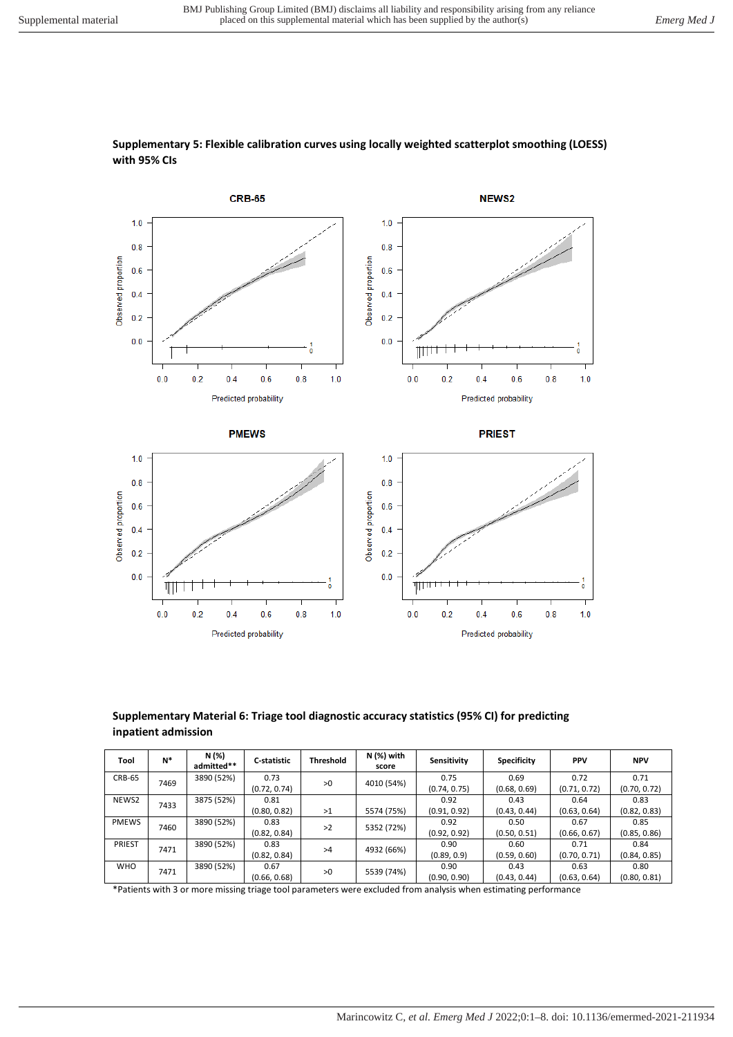**Supplementary 5: Flexible calibration curves using locally weighted scatterplot smoothing (LOESS) with 95% CIs**

**Supplementary Material 6: Triage tool diagnostic accuracy statistics (95% CI) for predicting inpatient admission**

| Tool | N* | N (%) admitted** | C-statistic | Threshold | N (%) with score | Sensitivity | Specificity | PPV | NPV |
|---|---|---|---|---|---|---|---|---|---|
| CRB-65 | 7469 | 3890 (52%) | 0.73 (0.72, 0.74) | >0 | 4010 (54%) | 0.75 (0.74, 0.75) | 0.69 (0.68, 0.69) | 0.72 (0.71, 0.72) | 0.71 (0.70, 0.72) |
| NEWS2 | 7433 | 3875 (52%) | 0.81 (0.80, 0.82) | >1 | 5574 (75%) | 0.92 (0.91, 0.92) | 0.43 (0.43, 0.44) | 0.64 (0.63, 0.64) | 0.83 (0.82, 0.83) |
| PMEWS | 7460 | 3890 (52%) | 0.83 (0.82, 0.84) | >2 | 5352 (72%) | 0.92 (0.92, 0.92) | 0.50 (0.50, 0.51) | 0.67 (0.66, 0.67) | 0.85 (0.85, 0.86) |
| PRIEST | 7471 | 3890 (52%) | 0.83 (0.82, 0.84) | >4 | 4932 (66%) | 0.90 (0.89, 0.9) | 0.60 (0.59, 0.60) | 0.71 (0.70, 0.71) | 0.84 (0.84, 0.85) |
| WHO | 7471 | 3890 (52%) | 0.67 (0.66, 0.68) | >0 | 5539 (74%) | 0.90 (0.90, 0.90) | 0.43 (0.43, 0.44) | 0.63 (0.63, 0.64) | 0.80 (0.80, 0.81) |

*Patients with 3 or more missing triage tool parameters were excluded from analysis when estimating performance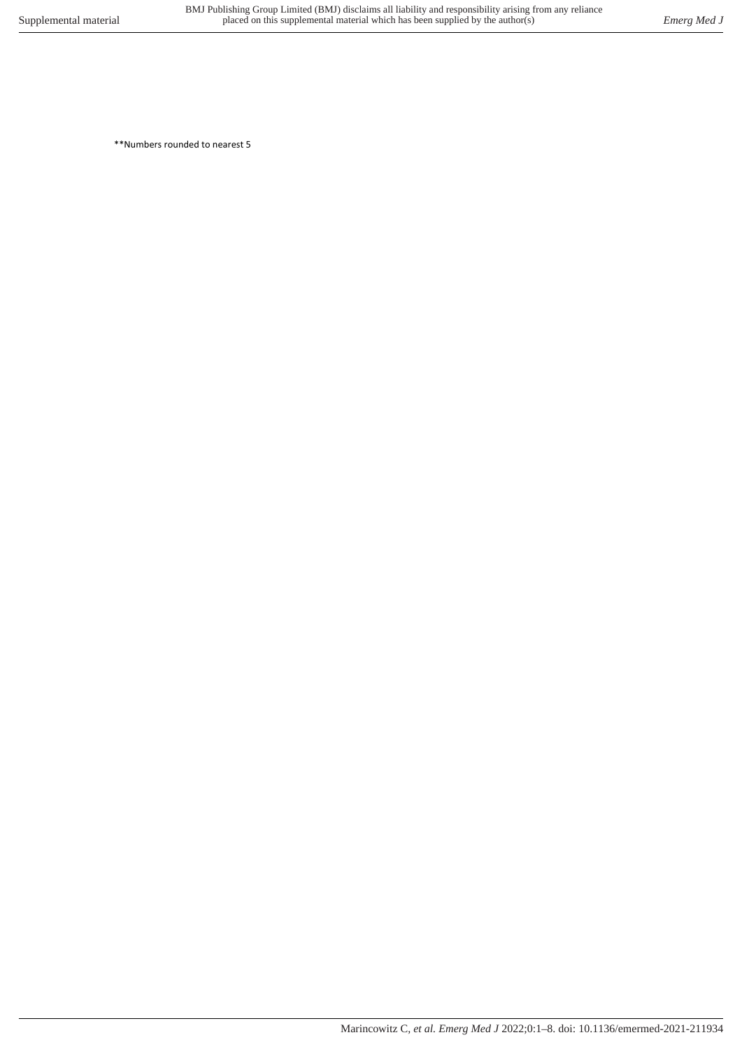**Numbers rounded to nearest 5